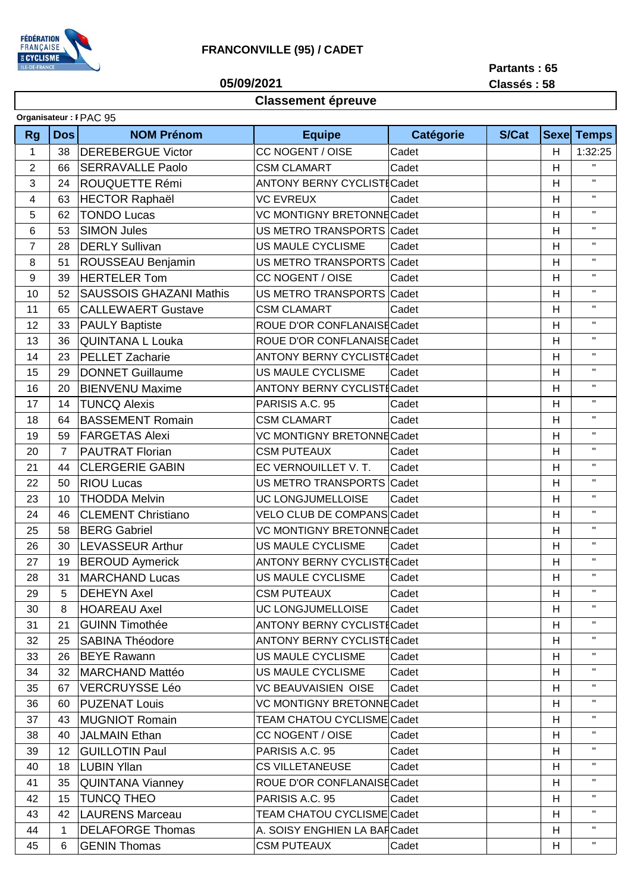# FRANCONVILLE (95) / CADET

**05/09/2021**

**Partants : 65**
**Classés : 58**

## Classement épreuve

**Organisateur : F** PAC 95

| Rg | Dos | NOM Prénom | Equipe | Catégorie | S/Cat | Sexe | Temps |
|---|---|---|---|---|---|---|---|
| 1 | 38 | DEREBERGUE Victor | CC NOGENT / OISE | Cadet | | H | 1:32:25 |
| 2 | 66 | SERRAVALLE Paolo | CSM CLAMART | Cadet | | H | " |
| 3 | 24 | ROUQUETTE Rémi | ANTONY BERNY CYCLISTE | Cadet | | H | " |
| 4 | 63 | HECTOR Raphaël | VC EVREUX | Cadet | | H | " |
| 5 | 62 | TONDO Lucas | VC MONTIGNY BRETONNE | Cadet | | H | " |
| 6 | 53 | SIMON Jules | US METRO TRANSPORTS | Cadet | | H | " |
| 7 | 28 | DERLY Sullivan | US MAULE CYCLISME | Cadet | | H | " |
| 8 | 51 | ROUSSEAU Benjamin | US METRO TRANSPORTS | Cadet | | H | " |
| 9 | 39 | HERTELER Tom | CC NOGENT / OISE | Cadet | | H | " |
| 10 | 52 | SAUSSOIS GHAZANI Mathis | US METRO TRANSPORTS | Cadet | | H | " |
| 11 | 65 | CALLEWAERT Gustave | CSM CLAMART | Cadet | | H | " |
| 12 | 33 | PAULY Baptiste | ROUE D'OR CONFLANAISE | Cadet | | H | " |
| 13 | 36 | QUINTANA L Louka | ROUE D'OR CONFLANAISE | Cadet | | H | " |
| 14 | 23 | PELLET Zacharie | ANTONY BERNY CYCLISTE | Cadet | | H | " |
| 15 | 29 | DONNET Guillaume | US MAULE CYCLISME | Cadet | | H | " |
| 16 | 20 | BIENVENU Maxime | ANTONY BERNY CYCLISTE | Cadet | | H | " |
| 17 | 14 | TUNCQ Alexis | PARISIS A.C. 95 | Cadet | | H | " |
| 18 | 64 | BASSEMENT Romain | CSM CLAMART | Cadet | | H | " |
| 19 | 59 | FARGETAS Alexi | VC MONTIGNY BRETONNE | Cadet | | H | " |
| 20 | 7 | PAUTRAT Florian | CSM PUTEAUX | Cadet | | H | " |
| 21 | 44 | CLERGERIE GABIN | EC VERNOUILLET V. T. | Cadet | | H | " |
| 22 | 50 | RIOU Lucas | US METRO TRANSPORTS | Cadet | | H | " |
| 23 | 10 | THODDA Melvin | UC LONGJUMELLOISE | Cadet | | H | " |
| 24 | 46 | CLEMENT Christiano | VELO CLUB DE COMPANS | Cadet | | H | " |
| 25 | 58 | BERG Gabriel | VC MONTIGNY BRETONNE | Cadet | | H | " |
| 26 | 30 | LEVASSEUR Arthur | US MAULE CYCLISME | Cadet | | H | " |
| 27 | 19 | BEROUD Aymerick | ANTONY BERNY CYCLISTE | Cadet | | H | " |
| 28 | 31 | MARCHAND Lucas | US MAULE CYCLISME | Cadet | | H | " |
| 29 | 5 | DEHEYN Axel | CSM PUTEAUX | Cadet | | H | " |
| 30 | 8 | HOAREAU Axel | UC LONGJUMELLOISE | Cadet | | H | " |
| 31 | 21 | GUINN Timothée | ANTONY BERNY CYCLISTE | Cadet | | H | " |
| 32 | 25 | SABINA Théodore | ANTONY BERNY CYCLISTE | Cadet | | H | " |
| 33 | 26 | BEYE Rawann | US MAULE CYCLISME | Cadet | | H | " |
| 34 | 32 | MARCHAND Mattéo | US MAULE CYCLISME | Cadet | | H | " |
| 35 | 67 | VERCRUYSSE Léo | VC BEAUVAISIEN OISE | Cadet | | H | " |
| 36 | 60 | PUZENAT Louis | VC MONTIGNY BRETONNE | Cadet | | H | " |
| 37 | 43 | MUGNIOT Romain | TEAM CHATOU CYCLISME | Cadet | | H | " |
| 38 | 40 | JALMAIN Ethan | CC NOGENT / OISE | Cadet | | H | " |
| 39 | 12 | GUILLOTIN Paul | PARISIS A.C. 95 | Cadet | | H | " |
| 40 | 18 | LUBIN Yllan | CS VILLETANEUSE | Cadet | | H | " |
| 41 | 35 | QUINTANA Vianney | ROUE D'OR CONFLANAISE | Cadet | | H | " |
| 42 | 15 | TUNCQ THEO | PARISIS A.C. 95 | Cadet | | H | " |
| 43 | 42 | LAURENS Marceau | TEAM CHATOU CYCLISME | Cadet | | H | " |
| 44 | 1 | DELAFORGE Thomas | A. SOISY ENGHIEN LA BAR | Cadet | | H | " |
| 45 | 6 | GENIN Thomas | CSM PUTEAUX | Cadet | | H | " |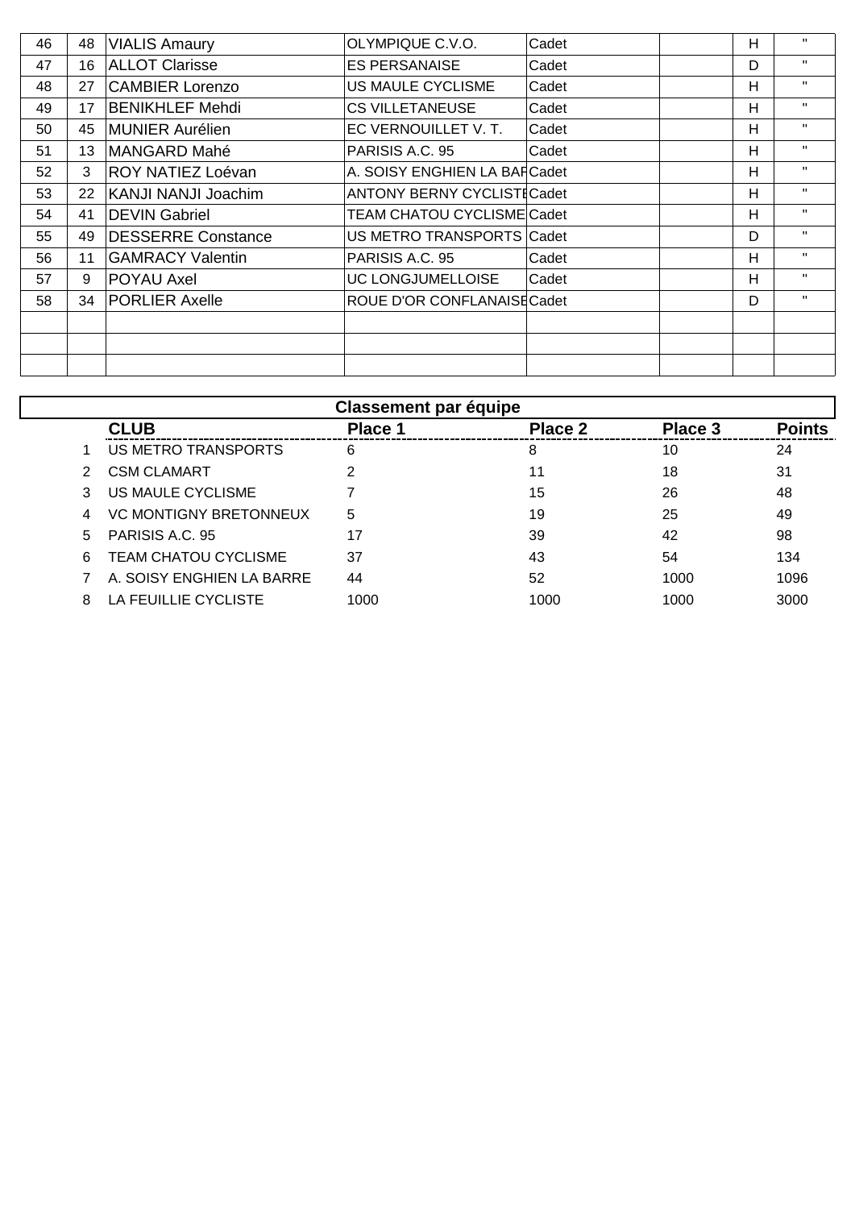| | | | | | | | |
|---|---|---|---|---|---|---|---|
| 46 | 48 | VIALIS Amaury | OLYMPIQUE C.V.O. | Cadet | | H | " |
| 47 | 16 | ALLOT Clarisse | ES PERSANAISE | Cadet | | D | " |
| 48 | 27 | CAMBIER Lorenzo | US MAULE CYCLISME | Cadet | | H | " |
| 49 | 17 | BENIKHLEF Mehdi | CS VILLETANEUSE | Cadet | | H | " |
| 50 | 45 | MUNIER Aurélien | EC VERNOUILLET V. T. | Cadet | | H | " |
| 51 | 13 | MANGARD Mahé | PARISIS A.C. 95 | Cadet | | H | " |
| 52 | 3 | ROY NATIEZ Loévan | A. SOISY ENGHIEN LA BAR | Cadet | | H | " |
| 53 | 22 | KANJI NANJI Joachim | ANTONY BERNY CYCLISTE | Cadet | | H | " |
| 54 | 41 | DEVIN Gabriel | TEAM CHATOU CYCLISME | Cadet | | H | " |
| 55 | 49 | DESSERRE Constance | US METRO TRANSPORTS | Cadet | | D | " |
| 56 | 11 | GAMRACY Valentin | PARISIS A.C. 95 | Cadet | | H | " |
| 57 | 9 | POYAU Axel | UC LONGJUMELLOISE | Cadet | | H | " |
| 58 | 34 | PORLIER Axelle | ROUE D'OR CONFLANAISE | Cadet | | D | " |
| | | | | | | | |
| | | | | | | | |
| | | | | | | | |

## Classement par équipe

| | CLUB | Place 1 | Place 2 | Place 3 | Points |
|---|---|---|---|---|---|
| 1 | US METRO TRANSPORTS | 6 | 8 | 10 | 24 |
| 2 | CSM CLAMART | 2 | 11 | 18 | 31 |
| 3 | US MAULE CYCLISME | 7 | 15 | 26 | 48 |
| 4 | VC MONTIGNY BRETONNEUX | 5 | 19 | 25 | 49 |
| 5 | PARISIS A.C. 95 | 17 | 39 | 42 | 98 |
| 6 | TEAM CHATOU CYCLISME | 37 | 43 | 54 | 134 |
| 7 | A. SOISY ENGHIEN LA BARRE | 44 | 52 | 1000 | 1096 |
| 8 | LA FEUILLIE CYCLISTE | 1000 | 1000 | 1000 | 3000 |